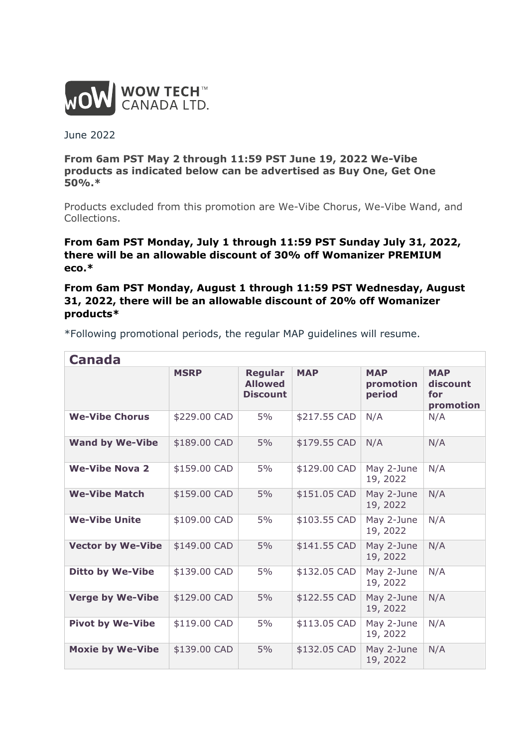**WOW TECH™ CANADA LTD.**

June 2022

**From 6am PST May 2 through 11:59 PST June 19, 2022 We-Vibe products as indicated below can be advertised as Buy One, Get One 50%.***

Products excluded from this promotion are We-Vibe Chorus, We-Vibe Wand, and Collections.

**From 6am PST Monday, July 1 through 11:59 PST Sunday July 31, 2022, there will be an allowable discount of 30% off Womanizer PREMIUM eco.***

**From 6am PST Monday, August 1 through 11:59 PST Wednesday, August 31, 2022, there will be an allowable discount of 20% off Womanizer products***

*Following promotional periods, the regular MAP guidelines will resume.

## Canada

| | MSRP | Regular Allowed Discount | MAP | MAP promotion period | MAP discount for promotion |
|---|---|---|---|---|---|
| **We-Vibe Chorus** | $229.00 CAD | 5% | $217.55 CAD | N/A | N/A |
| **Wand by We-Vibe** | $189.00 CAD | 5% | $179.55 CAD | N/A | N/A |
| **We-Vibe Nova 2** | $159.00 CAD | 5% | $129.00 CAD | May 2-June 19, 2022 | N/A |
| **We-Vibe Match** | $159.00 CAD | 5% | $151.05 CAD | May 2-June 19, 2022 | N/A |
| **We-Vibe Unite** | $109.00 CAD | 5% | $103.55 CAD | May 2-June 19, 2022 | N/A |
| **Vector by We-Vibe** | $149.00 CAD | 5% | $141.55 CAD | May 2-June 19, 2022 | N/A |
| **Ditto by We-Vibe** | $139.00 CAD | 5% | $132.05 CAD | May 2-June 19, 2022 | N/A |
| **Verge by We-Vibe** | $129.00 CAD | 5% | $122.55 CAD | May 2-June 19, 2022 | N/A |
| **Pivot by We-Vibe** | $119.00 CAD | 5% | $113.05 CAD | May 2-June 19, 2022 | N/A |
| **Moxie by We-Vibe** | $139.00 CAD | 5% | $132.05 CAD | May 2-June 19, 2022 | N/A |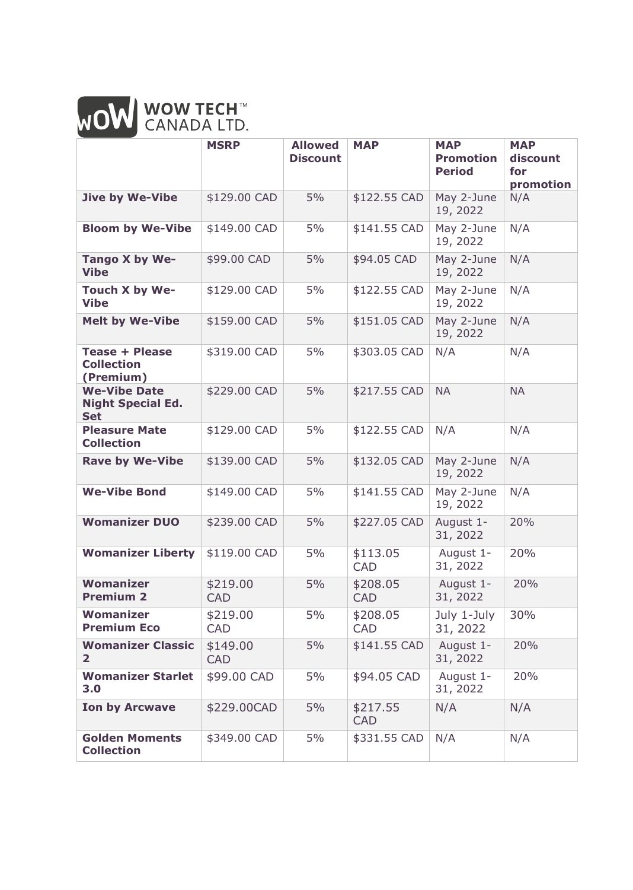# WOW TECH™ CANADA LTD.

| | MSRP | Allowed Discount | MAP | MAP Promotion Period | MAP discount for promotion |
|---|---|---|---|---|---|
| **Jive by We-Vibe** | $129.00 CAD | 5% | $122.55 CAD | May 2-June 19, 2022 | N/A |
| **Bloom by We-Vibe** | $149.00 CAD | 5% | $141.55 CAD | May 2-June 19, 2022 | N/A |
| **Tango X by We-Vibe** | $99.00 CAD | 5% | $94.05 CAD | May 2-June 19, 2022 | N/A |
| **Touch X by We-Vibe** | $129.00 CAD | 5% | $122.55 CAD | May 2-June 19, 2022 | N/A |
| **Melt by We-Vibe** | $159.00 CAD | 5% | $151.05 CAD | May 2-June 19, 2022 | N/A |
| **Tease + Please Collection (Premium)** | $319.00 CAD | 5% | $303.05 CAD | N/A | N/A |
| **We-Vibe Date Night Special Ed. Set** | $229.00 CAD | 5% | $217.55 CAD | NA | NA |
| **Pleasure Mate Collection** | $129.00 CAD | 5% | $122.55 CAD | N/A | N/A |
| **Rave by We-Vibe** | $139.00 CAD | 5% | $132.05 CAD | May 2-June 19, 2022 | N/A |
| **We-Vibe Bond** | $149.00 CAD | 5% | $141.55 CAD | May 2-June 19, 2022 | N/A |
| **Womanizer DUO** | $239.00 CAD | 5% | $227.05 CAD | August 1-31, 2022 | 20% |
| **Womanizer Liberty** | $119.00 CAD | 5% | $113.05 CAD | August 1-31, 2022 | 20% |
| **Womanizer Premium 2** | $219.00 CAD | 5% | $208.05 CAD | August 1-31, 2022 | 20% |
| **Womanizer Premium Eco** | $219.00 CAD | 5% | $208.05 CAD | July 1-July 31, 2022 | 30% |
| **Womanizer Classic 2** | $149.00 CAD | 5% | $141.55 CAD | August 1-31, 2022 | 20% |
| **Womanizer Starlet 3.0** | $99.00 CAD | 5% | $94.05 CAD | August 1-31, 2022 | 20% |
| **Ion by Arcwave** | $229.00CAD | 5% | $217.55 CAD | N/A | N/A |
| **Golden Moments Collection** | $349.00 CAD | 5% | $331.55 CAD | N/A | N/A |